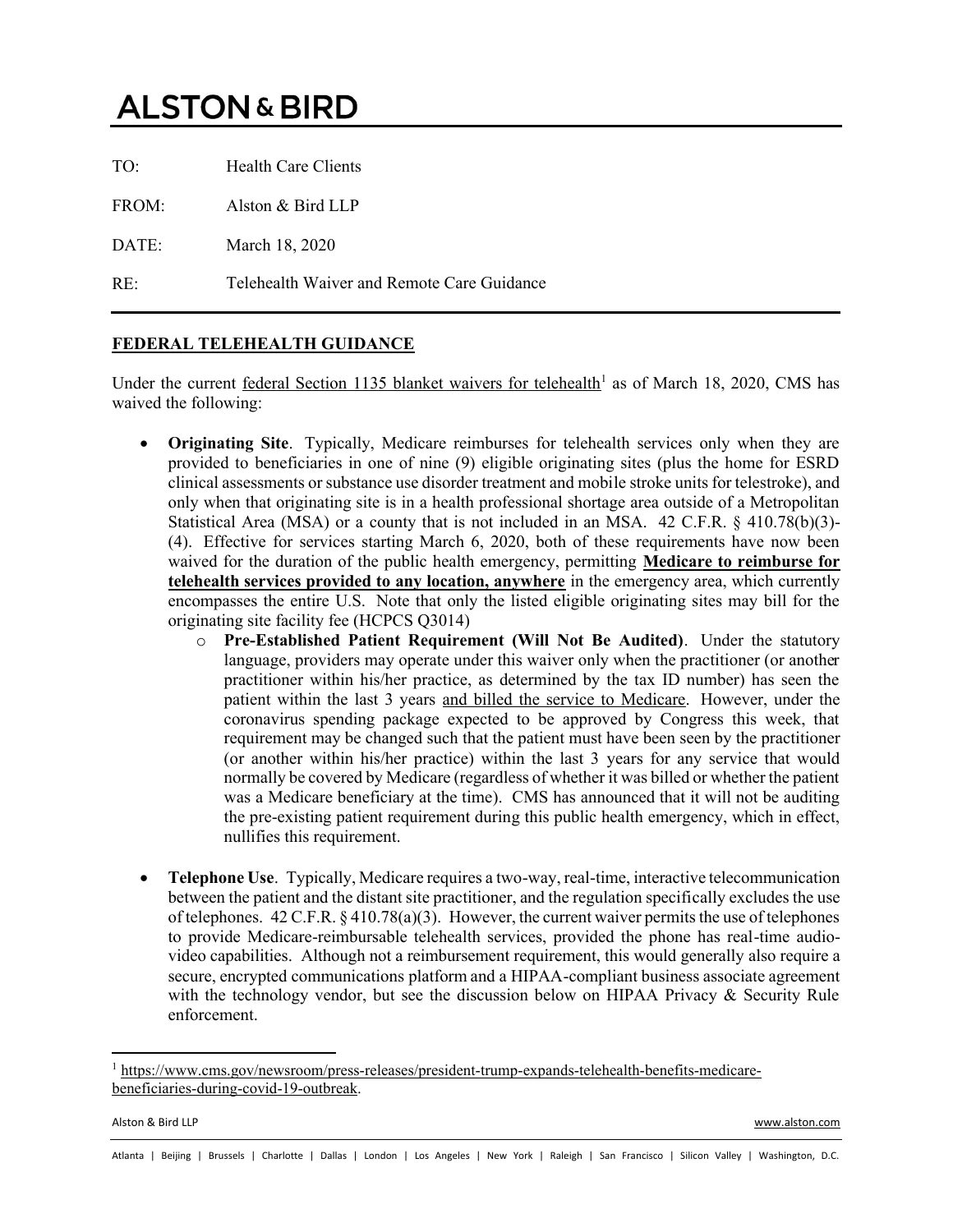# ALSTON & BIRD

TO: Health Care Clients

FROM: Alston & Bird LLP

DATE: March 18, 2020

RE: Telehealth Waiver and Remote Care Guidance

---

## FEDERAL TELEHEALTH GUIDANCE

Under the current federal Section 1135 blanket waivers for telehealth[1] as of March 18, 2020, CMS has waived the following:

- **Originating Site**. Typically, Medicare reimburses for telehealth services only when they are provided to beneficiaries in one of nine (9) eligible originating sites (plus the home for ESRD clinical assessments or substance use disorder treatment and mobile stroke units for telestroke), and only when that originating site is in a health professional shortage area outside of a Metropolitan Statistical Area (MSA) or a county that is not included in an MSA. 42 C.F.R. § 410.78(b)(3)-(4). Effective for services starting March 6, 2020, both of these requirements have now been waived for the duration of the public health emergency, permitting **Medicare to reimburse for telehealth services provided to any location, anywhere** in the emergency area, which currently encompasses the entire U.S. Note that only the listed eligible originating sites may bill for the originating site facility fee (HCPCS Q3014)
  - **Pre-Established Patient Requirement (Will Not Be Audited)**. Under the statutory language, providers may operate under this waiver only when the practitioner (or another practitioner within his/her practice, as determined by the tax ID number) has seen the patient within the last 3 years and billed the service to Medicare. However, under the coronavirus spending package expected to be approved by Congress this week, that requirement may be changed such that the patient must have been seen by the practitioner (or another within his/her practice) within the last 3 years for any service that would normally be covered by Medicare (regardless of whether it was billed or whether the patient was a Medicare beneficiary at the time). CMS has announced that it will not be auditing the pre-existing patient requirement during this public health emergency, which in effect, nullifies this requirement.

- **Telephone Use**. Typically, Medicare requires a two-way, real-time, interactive telecommunication between the patient and the distant site practitioner, and the regulation specifically excludes the use of telephones. 42 C.F.R. § 410.78(a)(3). However, the current waiver permits the use of telephones to provide Medicare-reimbursable telehealth services, provided the phone has real-time audio-video capabilities. Although not a reimbursement requirement, this would generally also require a secure, encrypted communications platform and a HIPAA-compliant business associate agreement with the technology vendor, but see the discussion below on HIPAA Privacy & Security Rule enforcement.

---

[1] https://www.cms.gov/newsroom/press-releases/president-trump-expands-telehealth-benefits-medicare-beneficiaries-during-covid-19-outbreak.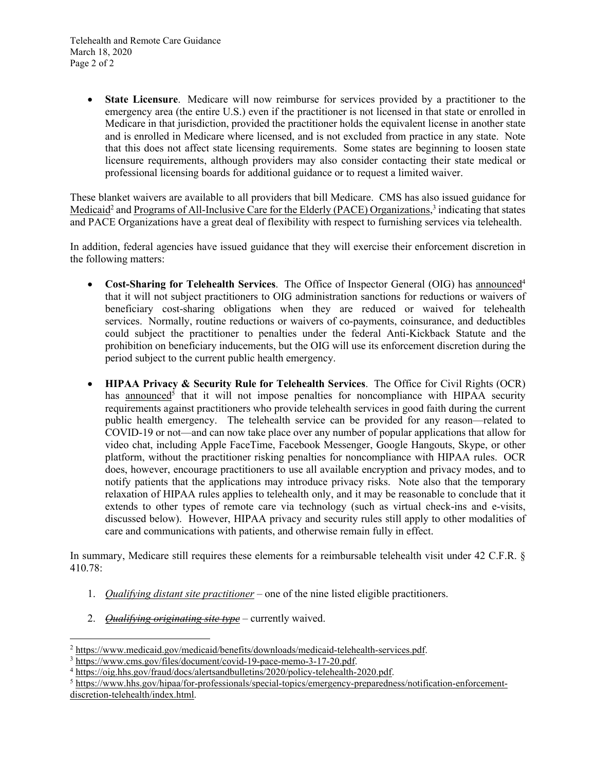- **State Licensure**. Medicare will now reimburse for services provided by a practitioner to the emergency area (the entire U.S.) even if the practitioner is not licensed in that state or enrolled in Medicare in that jurisdiction, provided the practitioner holds the equivalent license in another state and is enrolled in Medicare where licensed, and is not excluded from practice in any state. Note that this does not affect state licensing requirements. Some states are beginning to loosen state licensure requirements, although providers may also consider contacting their state medical or professional licensing boards for additional guidance or to request a limited waiver.

These blanket waivers are available to all providers that bill Medicare. CMS has also issued guidance for Medicaid[2] and Programs of All-Inclusive Care for the Elderly (PACE) Organizations,[3] indicating that states and PACE Organizations have a great deal of flexibility with respect to furnishing services via telehealth.

In addition, federal agencies have issued guidance that they will exercise their enforcement discretion in the following matters:

- **Cost-Sharing for Telehealth Services**. The Office of Inspector General (OIG) has announced[4] that it will not subject practitioners to OIG administration sanctions for reductions or waivers of beneficiary cost-sharing obligations when they are reduced or waived for telehealth services. Normally, routine reductions or waivers of co-payments, coinsurance, and deductibles could subject the practitioner to penalties under the federal Anti-Kickback Statute and the prohibition on beneficiary inducements, but the OIG will use its enforcement discretion during the period subject to the current public health emergency.

- **HIPAA Privacy & Security Rule for Telehealth Services**. The Office for Civil Rights (OCR) has announced[5] that it will not impose penalties for noncompliance with HIPAA security requirements against practitioners who provide telehealth services in good faith during the current public health emergency. The telehealth service can be provided for any reason—related to COVID-19 or not—and can now take place over any number of popular applications that allow for video chat, including Apple FaceTime, Facebook Messenger, Google Hangouts, Skype, or other platform, without the practitioner risking penalties for noncompliance with HIPAA rules. OCR does, however, encourage practitioners to use all available encryption and privacy modes, and to notify patients that the applications may introduce privacy risks. Note also that the temporary relaxation of HIPAA rules applies to telehealth only, and it may be reasonable to conclude that it extends to other types of remote care via technology (such as virtual check-ins and e-visits, discussed below). However, HIPAA privacy and security rules still apply to other modalities of care and communications with patients, and otherwise remain fully in effect.

In summary, Medicare still requires these elements for a reimbursable telehealth visit under 42 C.F.R. § 410.78:

1. *Qualifying distant site practitioner* – one of the nine listed eligible practitioners.
2. ~~*Qualifying originating site type*~~ – currently waived.

---

[2] https://www.medicaid.gov/medicaid/benefits/downloads/medicaid-telehealth-services.pdf.

[3] https://www.cms.gov/files/document/covid-19-pace-memo-3-17-20.pdf.

[4] https://oig.hhs.gov/fraud/docs/alertsandbulletins/2020/policy-telehealth-2020.pdf.

[5] https://www.hhs.gov/hipaa/for-professionals/special-topics/emergency-preparedness/notification-enforcement-discretion-telehealth/index.html.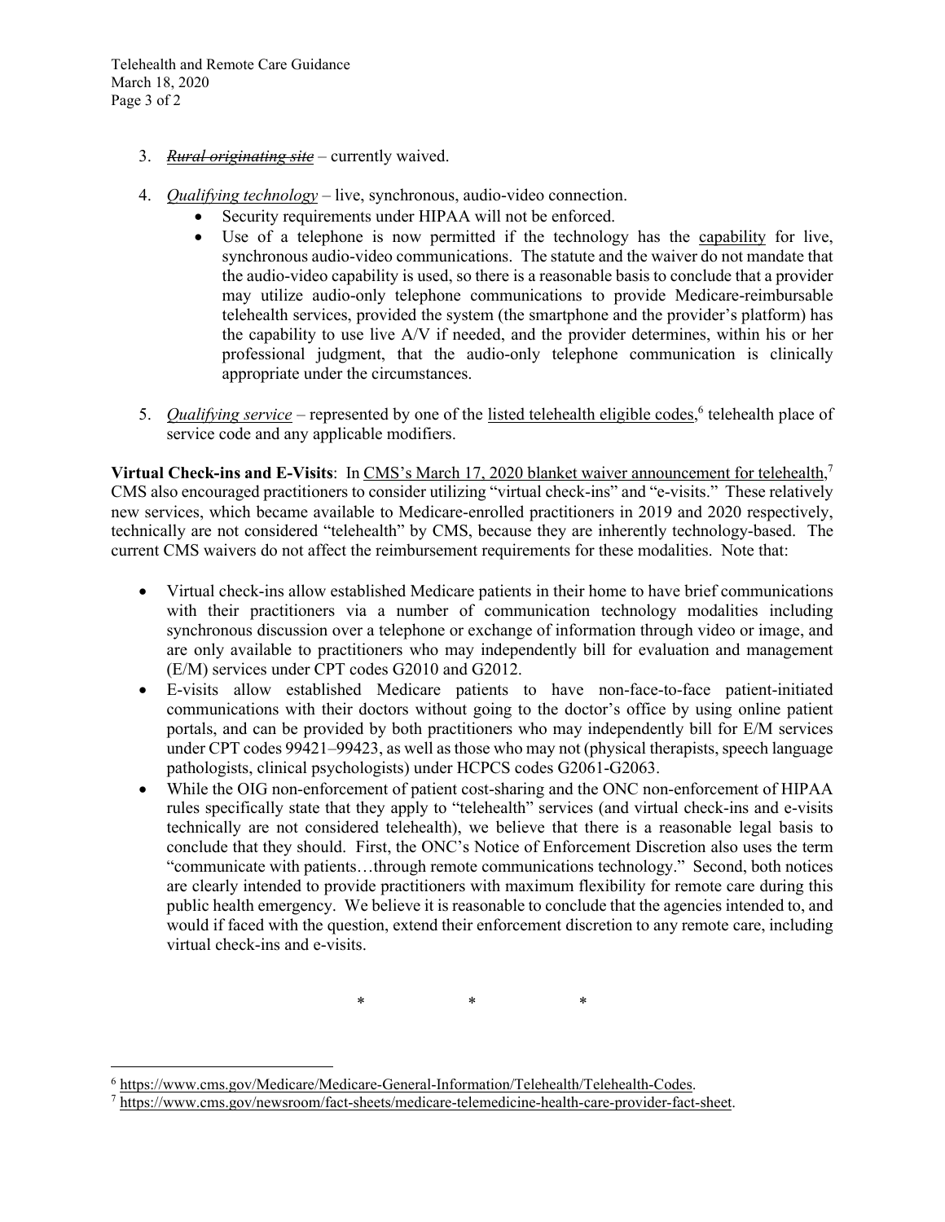3. ~~*Rural originating site*~~ – currently waived.

4. *Qualifying technology* – live, synchronous, audio-video connection.
   - Security requirements under HIPAA will not be enforced.
   - Use of a telephone is now permitted if the technology has the capability for live, synchronous audio-video communications. The statute and the waiver do not mandate that the audio-video capability is used, so there is a reasonable basis to conclude that a provider may utilize audio-only telephone communications to provide Medicare-reimbursable telehealth services, provided the system (the smartphone and the provider's platform) has the capability to use live A/V if needed, and the provider determines, within his or her professional judgment, that the audio-only telephone communication is clinically appropriate under the circumstances.

5. *Qualifying service* – represented by one of the listed telehealth eligible codes,[6] telehealth place of service code and any applicable modifiers.

**Virtual Check-ins and E-Visits**: In CMS's March 17, 2020 blanket waiver announcement for telehealth,[7] CMS also encouraged practitioners to consider utilizing "virtual check-ins" and "e-visits." These relatively new services, which became available to Medicare-enrolled practitioners in 2019 and 2020 respectively, technically are not considered "telehealth" by CMS, because they are inherently technology-based. The current CMS waivers do not affect the reimbursement requirements for these modalities. Note that:

- Virtual check-ins allow established Medicare patients in their home to have brief communications with their practitioners via a number of communication technology modalities including synchronous discussion over a telephone or exchange of information through video or image, and are only available to practitioners who may independently bill for evaluation and management (E/M) services under CPT codes G2010 and G2012.
- E-visits allow established Medicare patients to have non-face-to-face patient-initiated communications with their doctors without going to the doctor's office by using online patient portals, and can be provided by both practitioners who may independently bill for E/M services under CPT codes 99421–99423, as well as those who may not (physical therapists, speech language pathologists, clinical psychologists) under HCPCS codes G2061-G2063.
- While the OIG non-enforcement of patient cost-sharing and the ONC non-enforcement of HIPAA rules specifically state that they apply to "telehealth" services (and virtual check-ins and e-visits technically are not considered telehealth), we believe that there is a reasonable legal basis to conclude that they should. First, the ONC's Notice of Enforcement Discretion also uses the term "communicate with patients…through remote communications technology." Second, both notices are clearly intended to provide practitioners with maximum flexibility for remote care during this public health emergency. We believe it is reasonable to conclude that the agencies intended to, and would if faced with the question, extend their enforcement discretion to any remote care, including virtual check-ins and e-visits.

\* \* \*

[6] https://www.cms.gov/Medicare/Medicare-General-Information/Telehealth/Telehealth-Codes.

[7] https://www.cms.gov/newsroom/fact-sheets/medicare-telemedicine-health-care-provider-fact-sheet.